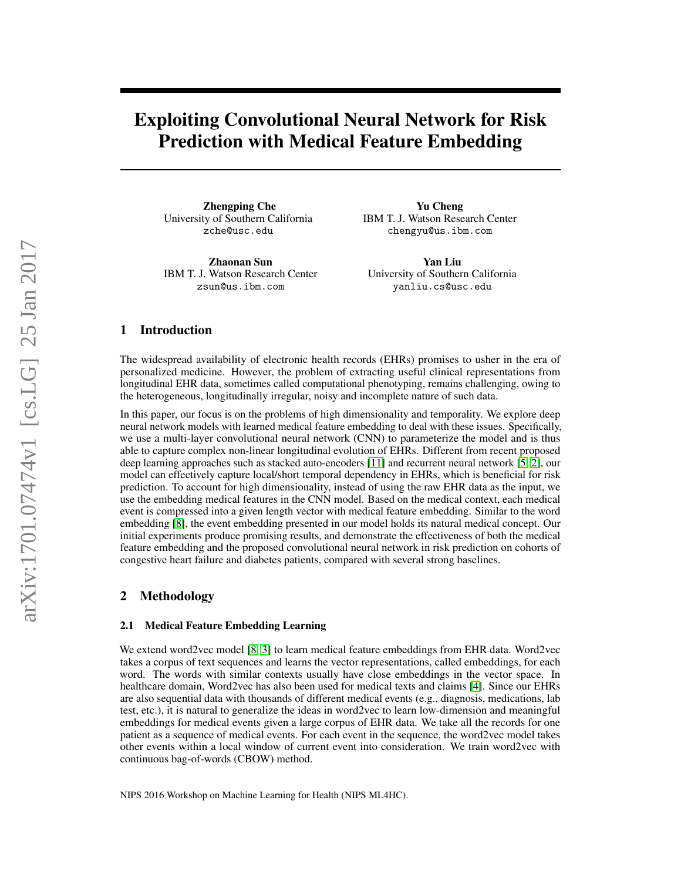# Exploiting Convolutional Neural Network for Risk Prediction with Medical Feature Embedding

**Zhengping Che**
University of Southern California
zche@usc.edu

**Yu Cheng**
IBM T. J. Watson Research Center
chengyu@us.ibm.com

**Zhaonan Sun**
IBM T. J. Watson Research Center
zsun@us.ibm.com

**Yan Liu**
University of Southern California
yanliu.cs@usc.edu

## 1 Introduction

The widespread availability of electronic health records (EHRs) promises to usher in the era of personalized medicine. However, the problem of extracting useful clinical representations from longitudinal EHR data, sometimes called computational phenotyping, remains challenging, owing to the heterogeneous, longitudinally irregular, noisy and incomplete nature of such data.

In this paper, our focus is on the problems of high dimensionality and temporality. We explore deep neural network models with learned medical feature embedding to deal with these issues. Specifically, we use a multi-layer convolutional neural network (CNN) to parameterize the model and is thus able to capture complex non-linear longitudinal evolution of EHRs. Different from recent proposed deep learning approaches such as stacked auto-encoders [11] and recurrent neural network [5, 2], our model can effectively capture local/short temporal dependency in EHRs, which is beneficial for risk prediction. To account for high dimensionality, instead of using the raw EHR data as the input, we use the embedding medical features in the CNN model. Based on the medical context, each medical event is compressed into a given length vector with medical feature embedding. Similar to the word embedding [8], the event embedding presented in our model holds its natural medical concept. Our initial experiments produce promising results, and demonstrate the effectiveness of both the medical feature embedding and the proposed convolutional neural network in risk prediction on cohorts of congestive heart failure and diabetes patients, compared with several strong baselines.

## 2 Methodology

### 2.1 Medical Feature Embedding Learning

We extend word2vec model [8, 3] to learn medical feature embeddings from EHR data. Word2vec takes a corpus of text sequences and learns the vector representations, called embeddings, for each word. The words with similar contexts usually have close embeddings in the vector space. In healthcare domain, Word2vec has also been used for medical texts and claims [4]. Since our EHRs are also sequential data with thousands of different medical events (e.g., diagnosis, medications, lab test, etc.), it is natural to generalize the ideas in word2vec to learn low-dimension and meaningful embeddings for medical events given a large corpus of EHR data. We take all the records for one patient as a sequence of medical events. For each event in the sequence, the word2vec model takes other events within a local window of current event into consideration. We train word2vec with continuous bag-of-words (CBOW) method.

NIPS 2016 Workshop on Machine Learning for Health (NIPS ML4HC).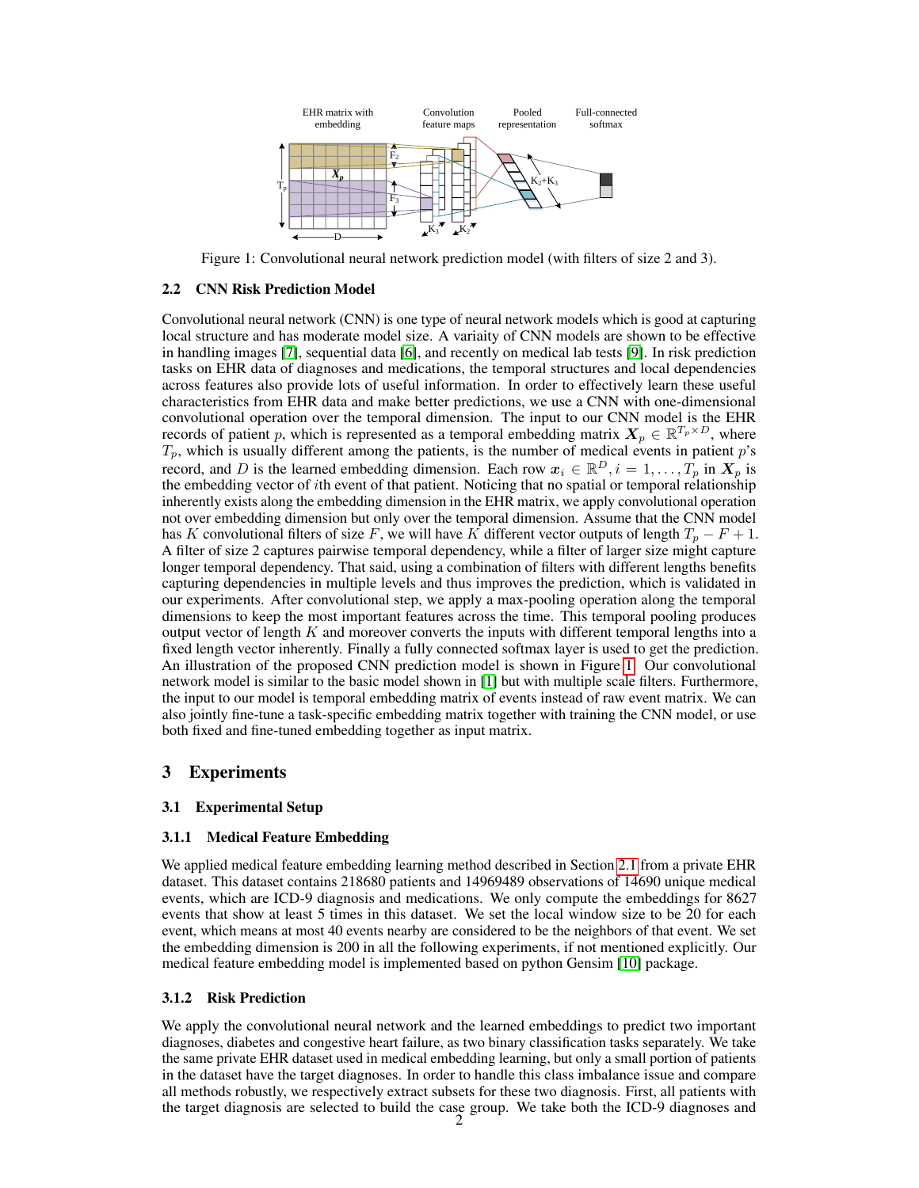Figure 1: Convolutional neural network prediction model (with filters of size 2 and 3).

### 2.2 CNN Risk Prediction Model

Convolutional neural network (CNN) is one type of neural network models which is good at capturing local structure and has moderate model size. A variaity of CNN models are shown to be effective in handling images [7], sequential data [6], and recently on medical lab tests [9]. In risk prediction tasks on EHR data of diagnoses and medications, the temporal structures and local dependencies across features also provide lots of useful information. In order to effectively learn these useful characteristics from EHR data and make better predictions, we use a CNN with one-dimensional convolutional operation over the temporal dimension. The input to our CNN model is the EHR records of patient $p$, which is represented as a temporal embedding matrix $\boldsymbol{X}_p \in \mathbb{R}^{T_p \times D}$, where $T_p$, which is usually different among the patients, is the number of medical events in patient $p$'s record, and $D$ is the learned embedding dimension. Each row $\boldsymbol{x}_i \in \mathbb{R}^D, i = 1, \ldots, T_p$ in $\boldsymbol{X}_p$ is the embedding vector of $i$th event of that patient. Noticing that no spatial or temporal relationship inherently exists along the embedding dimension in the EHR matrix, we apply convolutional operation not over embedding dimension but only over the temporal dimension. Assume that the CNN model has $K$ convolutional filters of size $F$, we will have $K$ different vector outputs of length $T_p - F + 1$. A filter of size 2 captures pairwise temporal dependency, while a filter of larger size might capture longer temporal dependency. That said, using a combination of filters with different lengths benefits capturing dependencies in multiple levels and thus improves the prediction, which is validated in our experiments. After convolutional step, we apply a max-pooling operation along the temporal dimensions to keep the most important features across the time. This temporal pooling produces output vector of length $K$ and moreover converts the inputs with different temporal lengths into a fixed length vector inherently. Finally a fully connected softmax layer is used to get the prediction. An illustration of the proposed CNN prediction model is shown in Figure 1. Our convolutional network model is similar to the basic model shown in [1] but with multiple scale filters. Furthermore, the input to our model is temporal embedding matrix of events instead of raw event matrix. We can also jointly fine-tune a task-specific embedding matrix together with training the CNN model, or use both fixed and fine-tuned embedding together as input matrix.

## 3 Experiments

### 3.1 Experimental Setup

#### 3.1.1 Medical Feature Embedding

We applied medical feature embedding learning method described in Section 2.1 from a private EHR dataset. This dataset contains 218680 patients and 14969489 observations of 14690 unique medical events, which are ICD-9 diagnosis and medications. We only compute the embeddings for 8627 events that show at least 5 times in this dataset. We set the local window size to be 20 for each event, which means at most 40 events nearby are considered to be the neighbors of that event. We set the embedding dimension is 200 in all the following experiments, if not mentioned explicitly. Our medical feature embedding model is implemented based on python Gensim [10] package.

#### 3.1.2 Risk Prediction

We apply the convolutional neural network and the learned embeddings to predict two important diagnoses, diabetes and congestive heart failure, as two binary classification tasks separately. We take the same private EHR dataset used in medical embedding learning, but only a small portion of patients in the dataset have the target diagnoses. In order to handle this class imbalance issue and compare all methods robustly, we respectively extract subsets for these two diagnosis. First, all patients with the target diagnosis are selected to build the case group. We take both the ICD-9 diagnoses and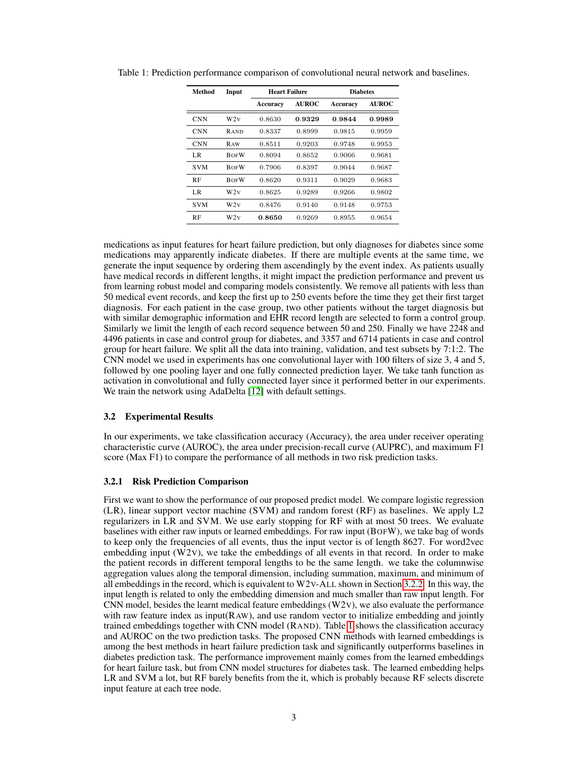Table 1: Prediction performance comparison of convolutional neural network and baselines.

| Method | Input | Heart Failure | | Diabetes | |
|---|---|---|---|---|---|
| | | Accuracy | AUROC | Accuracy | AUROC |
| CNN | W2V | 0.8630 | **0.9329** | **0.9844** | **0.9989** |
| CNN | RAND | 0.8337 | 0.8999 | 0.9815 | 0.9959 |
| CNN | RAW | 0.8511 | 0.9203 | 0.9748 | 0.9953 |
| LR | BOFW | 0.8094 | 0.8652 | 0.9066 | 0.9681 |
| SVM | BOFW | 0.7906 | 0.8397 | 0.9044 | 0.9687 |
| RF | BOFW | 0.8620 | 0.9311 | 0.9029 | 0.9683 |
| LR | W2V | 0.8625 | 0.9289 | 0.9266 | 0.9802 |
| SVM | W2V | 0.8476 | 0.9140 | 0.9148 | 0.9753 |
| RF | W2V | **0.8650** | 0.9269 | 0.8955 | 0.9654 |

medications as input features for heart failure prediction, but only diagnoses for diabetes since some medications may apparently indicate diabetes. If there are multiple events at the same time, we generate the input sequence by ordering them ascendingly by the event index. As patients usually have medical records in different lengths, it might impact the prediction performance and prevent us from learning robust model and comparing models consistently. We remove all patients with less than 50 medical event records, and keep the first up to 250 events before the time they get their first target diagnosis. For each patient in the case group, two other patients without the target diagnosis but with similar demographic information and EHR record length are selected to form a control group. Similarly we limit the length of each record sequence between 50 and 250. Finally we have 2248 and 4496 patients in case and control group for diabetes, and 3357 and 6714 patients in case and control group for heart failure. We split all the data into training, validation, and test subsets by 7:1:2. The CNN model we used in experiments has one convolutional layer with 100 filters of size 3, 4 and 5, followed by one pooling layer and one fully connected prediction layer. We take tanh function as activation in convolutional and fully connected layer since it performed better in our experiments. We train the network using AdaDelta [12] with default settings.

### 3.2 Experimental Results

In our experiments, we take classification accuracy (Accuracy), the area under receiver operating characteristic curve (AUROC), the area under precision-recall curve (AUPRC), and maximum F1 score (Max F1) to compare the performance of all methods in two risk prediction tasks.

#### 3.2.1 Risk Prediction Comparison

First we want to show the performance of our proposed predict model. We compare logistic regression (LR), linear support vector machine (SVM) and random forest (RF) as baselines. We apply L2 regularizers in LR and SVM. We use early stopping for RF with at most 50 trees. We evaluate baselines with either raw inputs or learned embeddings. For raw input (BOFW), we take bag of words to keep only the frequencies of all events, thus the input vector is of length 8627. For word2vec embedding input (W2V), we take the embeddings of all events in that record. In order to make the patient records in different temporal lengths to be the same length. we take the columnwise aggregation values along the temporal dimension, including summation, maximum, and minimum of all embeddings in the record, which is equivalent to W2V-ALL shown in Section 3.2.2. In this way, the input length is related to only the embedding dimension and much smaller than raw input length. For CNN model, besides the learnt medical feature embeddings (W2V), we also evaluate the performance with raw feature index as input(RAW), and use random vector to initialize embedding and jointly trained embeddings together with CNN model (RAND). Table 1 shows the classification accuracy and AUROC on the two prediction tasks. The proposed CNN methods with learned embeddings is among the best methods in heart failure prediction task and significantly outperforms baselines in diabetes prediction task. The performance improvement mainly comes from the learned embeddings for heart failure task, but from CNN model structures for diabetes task. The learned embedding helps LR and SVM a lot, but RF barely benefits from the it, which is probably because RF selects discrete input feature at each tree node.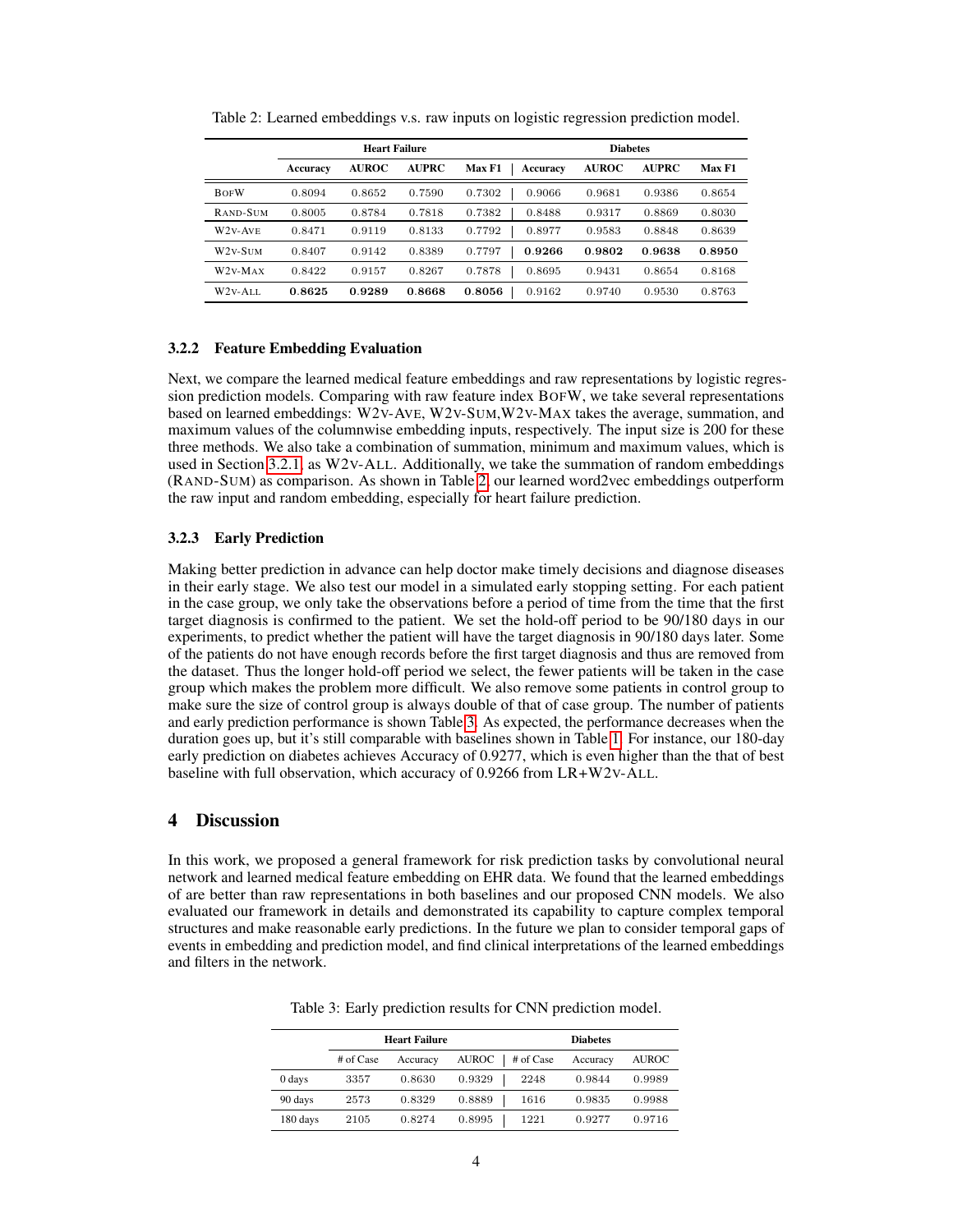Table 2: Learned embeddings v.s. raw inputs on logistic regression prediction model.

| | **Heart Failure** | | | | **Diabetes** | | | |
|---|---|---|---|---|---|---|---|---|
| | **Accuracy** | **AUROC** | **AUPRC** | **Max F1** | **Accuracy** | **AUROC** | **AUPRC** | **Max F1** |
| BoFW | 0.8094 | 0.8652 | 0.7590 | 0.7302 | 0.9066 | 0.9681 | 0.9386 | 0.8654 |
| Rand-Sum | 0.8005 | 0.8784 | 0.7818 | 0.7382 | 0.8488 | 0.9317 | 0.8869 | 0.8030 |
| W2v-Ave | 0.8471 | 0.9119 | 0.8133 | 0.7792 | 0.8977 | 0.9583 | 0.8848 | 0.8639 |
| W2v-Sum | 0.8407 | 0.9142 | 0.8389 | 0.7797 | **0.9266** | **0.9802** | **0.9638** | **0.8950** |
| W2v-Max | 0.8422 | 0.9157 | 0.8267 | 0.7878 | 0.8695 | 0.9431 | 0.8654 | 0.8168 |
| W2v-All | **0.8625** | **0.9289** | **0.8668** | **0.8056** | 0.9162 | 0.9740 | 0.9530 | 0.8763 |

### 3.2.2 Feature Embedding Evaluation

Next, we compare the learned medical feature embeddings and raw representations by logistic regression prediction models. Comparing with raw feature index BoFW, we take several representations based on learned embeddings: W2v-Ave, W2v-Sum,W2v-Max takes the average, summation, and maximum values of the columnwise embedding inputs, respectively. The input size is 200 for these three methods. We also take a combination of summation, minimum and maximum values, which is used in Section 3.2.1, as W2v-All. Additionally, we take the summation of random embeddings (Rand-Sum) as comparison. As shown in Table 2, our learned word2vec embeddings outperform the raw input and random embedding, especially for heart failure prediction.

### 3.2.3 Early Prediction

Making better prediction in advance can help doctor make timely decisions and diagnose diseases in their early stage. We also test our model in a simulated early stopping setting. For each patient in the case group, we only take the observations before a period of time from the time that the first target diagnosis is confirmed to the patient. We set the hold-off period to be 90/180 days in our experiments, to predict whether the patient will have the target diagnosis in 90/180 days later. Some of the patients do not have enough records before the first target diagnosis and thus are removed from the dataset. Thus the longer hold-off period we select, the fewer patients will be taken in the case group which makes the problem more difficult. We also remove some patients in control group to make sure the size of control group is always double of that of case group. The number of patients and early prediction performance is shown Table 3. As expected, the performance decreases when the duration goes up, but it's still comparable with baselines shown in Table 1. For instance, our 180-day early prediction on diabetes achieves Accuracy of 0.9277, which is even higher than the that of best baseline with full observation, which accuracy of 0.9266 from LR+W2v-All.

## 4 Discussion

In this work, we proposed a general framework for risk prediction tasks by convolutional neural network and learned medical feature embedding on EHR data. We found that the learned embeddings of are better than raw representations in both baselines and our proposed CNN models. We also evaluated our framework in details and demonstrated its capability to capture complex temporal structures and make reasonable early predictions. In the future we plan to consider temporal gaps of events in embedding and prediction model, and find clinical interpretations of the learned embeddings and filters in the network.

Table 3: Early prediction results for CNN prediction model.

| | **Heart Failure** | | | **Diabetes** | | |
|---|---|---|---|---|---|---|
| | # of Case | Accuracy | AUROC | # of Case | Accuracy | AUROC |
| 0 days | 3357 | 0.8630 | 0.9329 | 2248 | 0.9844 | 0.9989 |
| 90 days | 2573 | 0.8329 | 0.8889 | 1616 | 0.9835 | 0.9988 |
| 180 days | 2105 | 0.8274 | 0.8995 | 1221 | 0.9277 | 0.9716 |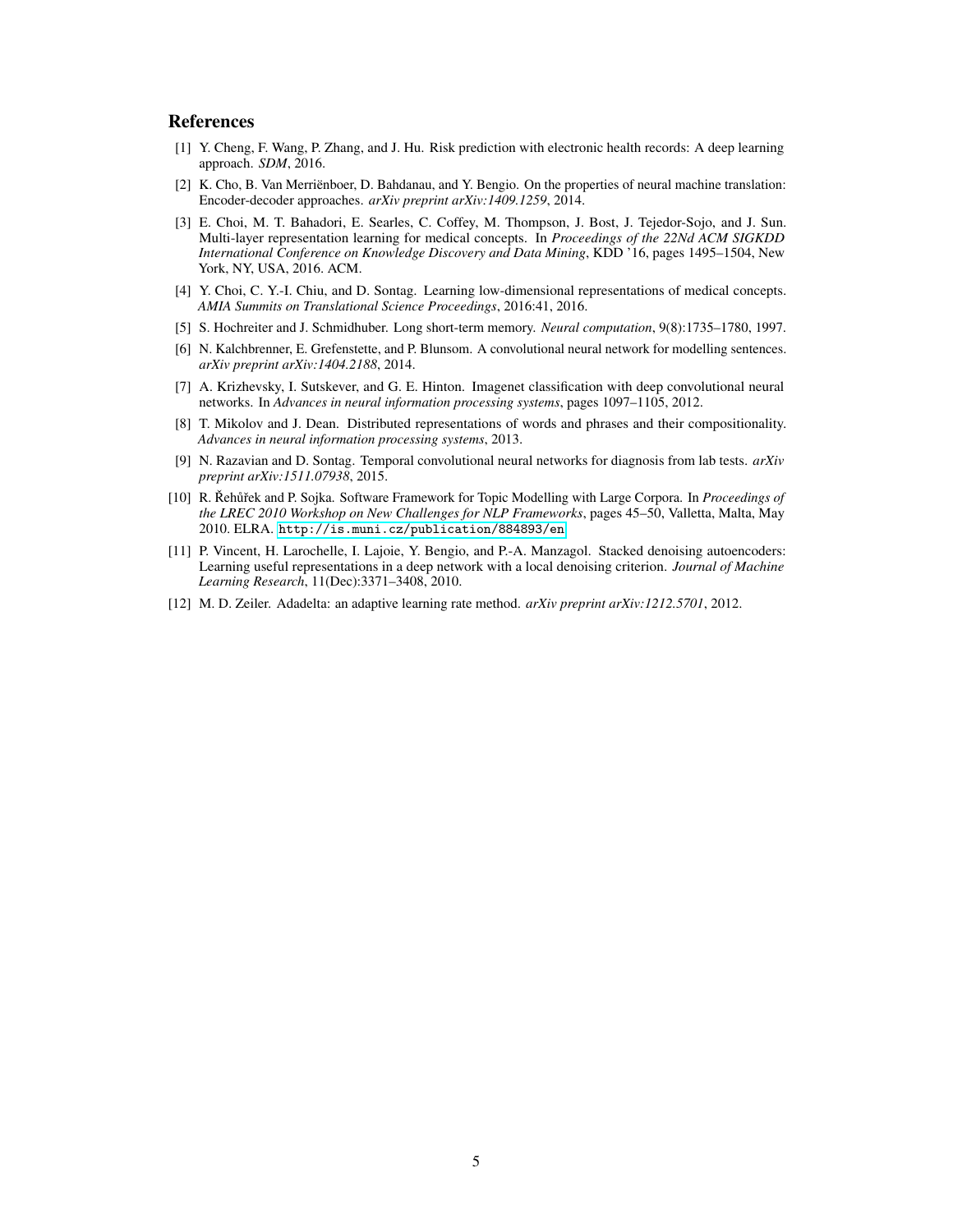## References

[1] Y. Cheng, F. Wang, P. Zhang, and J. Hu. Risk prediction with electronic health records: A deep learning approach. *SDM*, 2016.

[2] K. Cho, B. Van Merriënboer, D. Bahdanau, and Y. Bengio. On the properties of neural machine translation: Encoder-decoder approaches. *arXiv preprint arXiv:1409.1259*, 2014.

[3] E. Choi, M. T. Bahadori, E. Searles, C. Coffey, M. Thompson, J. Bost, J. Tejedor-Sojo, and J. Sun. Multi-layer representation learning for medical concepts. In *Proceedings of the 22Nd ACM SIGKDD International Conference on Knowledge Discovery and Data Mining*, KDD '16, pages 1495–1504, New York, NY, USA, 2016. ACM.

[4] Y. Choi, C. Y.-I. Chiu, and D. Sontag. Learning low-dimensional representations of medical concepts. *AMIA Summits on Translational Science Proceedings*, 2016:41, 2016.

[5] S. Hochreiter and J. Schmidhuber. Long short-term memory. *Neural computation*, 9(8):1735–1780, 1997.

[6] N. Kalchbrenner, E. Grefenstette, and P. Blunsom. A convolutional neural network for modelling sentences. *arXiv preprint arXiv:1404.2188*, 2014.

[7] A. Krizhevsky, I. Sutskever, and G. E. Hinton. Imagenet classification with deep convolutional neural networks. In *Advances in neural information processing systems*, pages 1097–1105, 2012.

[8] T. Mikolov and J. Dean. Distributed representations of words and phrases and their compositionality. *Advances in neural information processing systems*, 2013.

[9] N. Razavian and D. Sontag. Temporal convolutional neural networks for diagnosis from lab tests. *arXiv preprint arXiv:1511.07938*, 2015.

[10] R. Řehůřek and P. Sojka. Software Framework for Topic Modelling with Large Corpora. In *Proceedings of the LREC 2010 Workshop on New Challenges for NLP Frameworks*, pages 45–50, Valletta, Malta, May 2010. ELRA. http://is.muni.cz/publication/884893/en.

[11] P. Vincent, H. Larochelle, I. Lajoie, Y. Bengio, and P.-A. Manzagol. Stacked denoising autoencoders: Learning useful representations in a deep network with a local denoising criterion. *Journal of Machine Learning Research*, 11(Dec):3371–3408, 2010.

[12] M. D. Zeiler. Adadelta: an adaptive learning rate method. *arXiv preprint arXiv:1212.5701*, 2012.